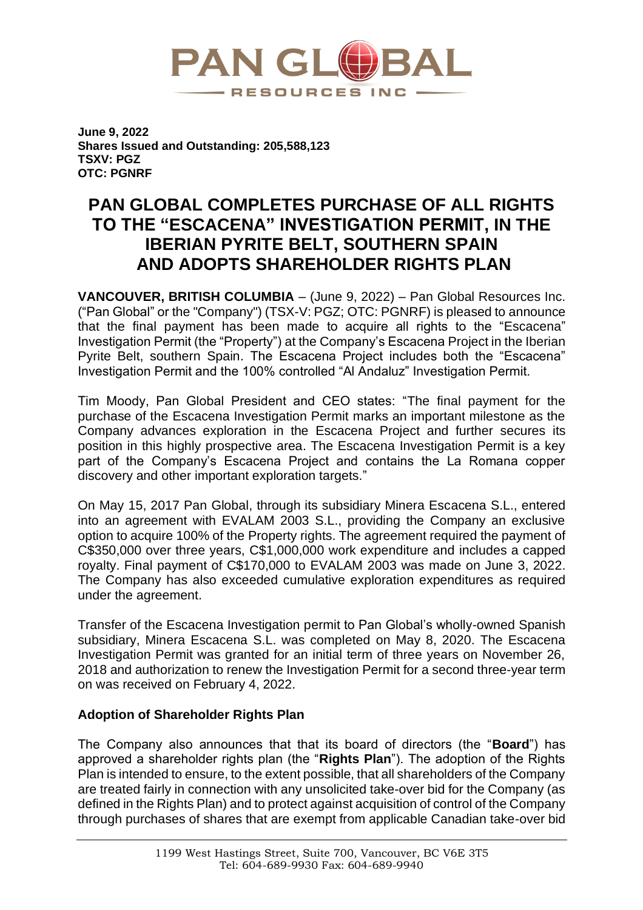**June 9, 2022**
**Shares Issued and Outstanding: 205,588,123**
**TSXV: PGZ**
**OTC: PGNRF**

# PAN GLOBAL COMPLETES PURCHASE OF ALL RIGHTS TO THE "ESCACENA" INVESTIGATION PERMIT, IN THE IBERIAN PYRITE BELT, SOUTHERN SPAIN AND ADOPTS SHAREHOLDER RIGHTS PLAN

**VANCOUVER, BRITISH COLUMBIA** – (June 9, 2022) – Pan Global Resources Inc. ("Pan Global" or the "Company") (TSX-V: PGZ; OTC: PGNRF) is pleased to announce that the final payment has been made to acquire all rights to the "Escacena" Investigation Permit (the "Property") at the Company's Escacena Project in the Iberian Pyrite Belt, southern Spain. The Escacena Project includes both the "Escacena" Investigation Permit and the 100% controlled "Al Andaluz" Investigation Permit.

Tim Moody, Pan Global President and CEO states: "The final payment for the purchase of the Escacena Investigation Permit marks an important milestone as the Company advances exploration in the Escacena Project and further secures its position in this highly prospective area. The Escacena Investigation Permit is a key part of the Company's Escacena Project and contains the La Romana copper discovery and other important exploration targets."

On May 15, 2017 Pan Global, through its subsidiary Minera Escacena S.L., entered into an agreement with EVALAM 2003 S.L., providing the Company an exclusive option to acquire 100% of the Property rights. The agreement required the payment of C$350,000 over three years, C$1,000,000 work expenditure and includes a capped royalty. Final payment of C$170,000 to EVALAM 2003 was made on June 3, 2022. The Company has also exceeded cumulative exploration expenditures as required under the agreement.

Transfer of the Escacena Investigation permit to Pan Global's wholly-owned Spanish subsidiary, Minera Escacena S.L. was completed on May 8, 2020. The Escacena Investigation Permit was granted for an initial term of three years on November 26, 2018 and authorization to renew the Investigation Permit for a second three-year term on was received on February 4, 2022.

## Adoption of Shareholder Rights Plan

The Company also announces that that its board of directors (the "**Board**") has approved a shareholder rights plan (the "**Rights Plan**"). The adoption of the Rights Plan is intended to ensure, to the extent possible, that all shareholders of the Company are treated fairly in connection with any unsolicited take-over bid for the Company (as defined in the Rights Plan) and to protect against acquisition of control of the Company through purchases of shares that are exempt from applicable Canadian take-over bid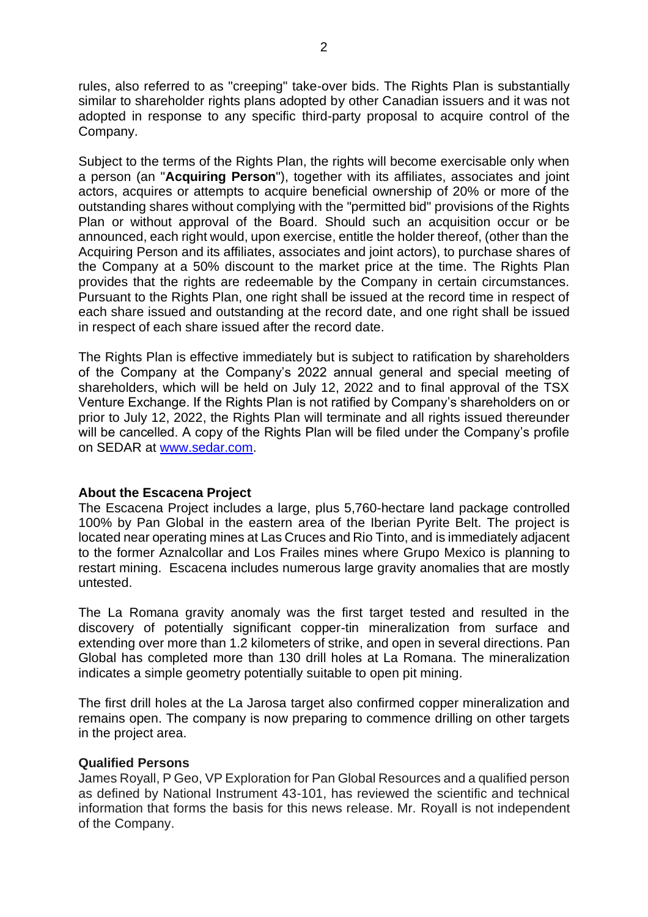rules, also referred to as "creeping" take-over bids. The Rights Plan is substantially similar to shareholder rights plans adopted by other Canadian issuers and it was not adopted in response to any specific third-party proposal to acquire control of the Company.

Subject to the terms of the Rights Plan, the rights will become exercisable only when a person (an "**Acquiring Person**"), together with its affiliates, associates and joint actors, acquires or attempts to acquire beneficial ownership of 20% or more of the outstanding shares without complying with the "permitted bid" provisions of the Rights Plan or without approval of the Board. Should such an acquisition occur or be announced, each right would, upon exercise, entitle the holder thereof, (other than the Acquiring Person and its affiliates, associates and joint actors), to purchase shares of the Company at a 50% discount to the market price at the time. The Rights Plan provides that the rights are redeemable by the Company in certain circumstances. Pursuant to the Rights Plan, one right shall be issued at the record time in respect of each share issued and outstanding at the record date, and one right shall be issued in respect of each share issued after the record date.

The Rights Plan is effective immediately but is subject to ratification by shareholders of the Company at the Company's 2022 annual general and special meeting of shareholders, which will be held on July 12, 2022 and to final approval of the TSX Venture Exchange. If the Rights Plan is not ratified by Company's shareholders on or prior to July 12, 2022, the Rights Plan will terminate and all rights issued thereunder will be cancelled. A copy of the Rights Plan will be filed under the Company's profile on SEDAR at [www.sedar.com](http://www.sedar.com).

**About the Escacena Project**

The Escacena Project includes a large, plus 5,760-hectare land package controlled 100% by Pan Global in the eastern area of the Iberian Pyrite Belt. The project is located near operating mines at Las Cruces and Rio Tinto, and is immediately adjacent to the former Aznalcollar and Los Frailes mines where Grupo Mexico is planning to restart mining. Escacena includes numerous large gravity anomalies that are mostly untested.

The La Romana gravity anomaly was the first target tested and resulted in the discovery of potentially significant copper-tin mineralization from surface and extending over more than 1.2 kilometers of strike, and open in several directions. Pan Global has completed more than 130 drill holes at La Romana. The mineralization indicates a simple geometry potentially suitable to open pit mining.

The first drill holes at the La Jarosa target also confirmed copper mineralization and remains open. The company is now preparing to commence drilling on other targets in the project area.

**Qualified Persons**

James Royall, P Geo, VP Exploration for Pan Global Resources and a qualified person as defined by National Instrument 43-101, has reviewed the scientific and technical information that forms the basis for this news release. Mr. Royall is not independent of the Company.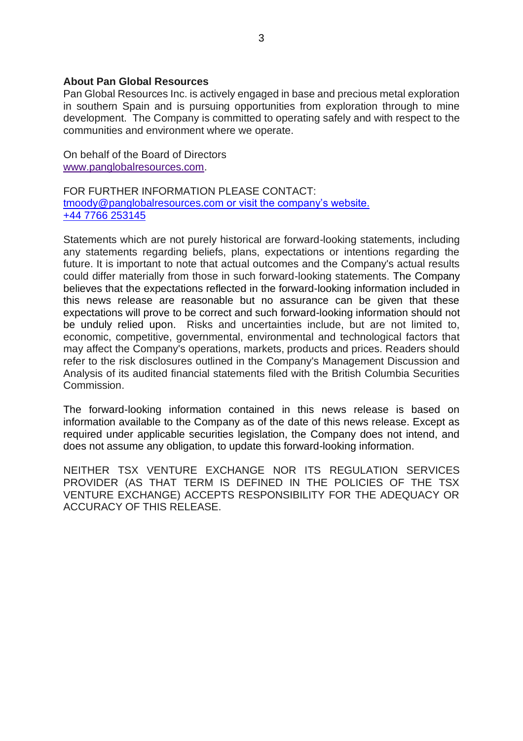**About Pan Global Resources**

Pan Global Resources Inc. is actively engaged in base and precious metal exploration in southern Spain and is pursuing opportunities from exploration through to mine development. The Company is committed to operating safely and with respect to the communities and environment where we operate.

On behalf of the Board of Directors
www.panglobalresources.com.

FOR FURTHER INFORMATION PLEASE CONTACT:
tmoody@panglobalresources.com or visit the company's website.
+44 7766 253145

Statements which are not purely historical are forward-looking statements, including any statements regarding beliefs, plans, expectations or intentions regarding the future. It is important to note that actual outcomes and the Company's actual results could differ materially from those in such forward-looking statements. The Company believes that the expectations reflected in the forward-looking information included in this news release are reasonable but no assurance can be given that these expectations will prove to be correct and such forward-looking information should not be unduly relied upon. Risks and uncertainties include, but are not limited to, economic, competitive, governmental, environmental and technological factors that may affect the Company's operations, markets, products and prices. Readers should refer to the risk disclosures outlined in the Company's Management Discussion and Analysis of its audited financial statements filed with the British Columbia Securities Commission.

The forward-looking information contained in this news release is based on information available to the Company as of the date of this news release. Except as required under applicable securities legislation, the Company does not intend, and does not assume any obligation, to update this forward-looking information.

NEITHER TSX VENTURE EXCHANGE NOR ITS REGULATION SERVICES PROVIDER (AS THAT TERM IS DEFINED IN THE POLICIES OF THE TSX VENTURE EXCHANGE) ACCEPTS RESPONSIBILITY FOR THE ADEQUACY OR ACCURACY OF THIS RELEASE.